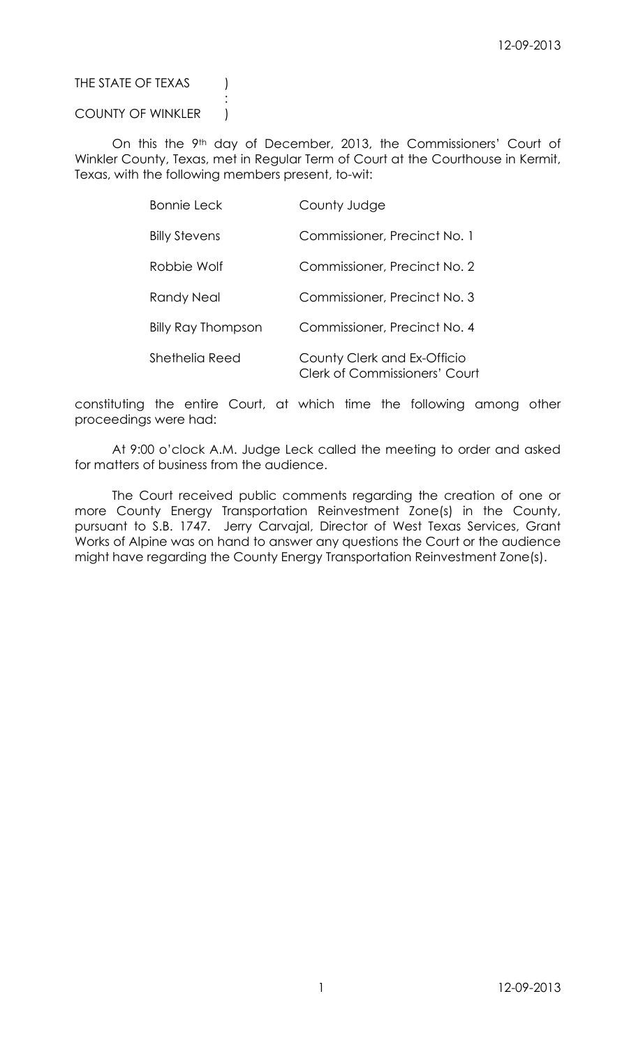THE STATE OF TEXAS )
:
COUNTY OF WINKLER )

On this the 9th day of December, 2013, the Commissioners' Court of Winkler County, Texas, met in Regular Term of Court at the Courthouse in Kermit, Texas, with the following members present, to-wit:

| | |
|---|---|
| Bonnie Leck | County Judge |
| Billy Stevens | Commissioner, Precinct No. 1 |
| Robbie Wolf | Commissioner, Precinct No. 2 |
| Randy Neal | Commissioner, Precinct No. 3 |
| Billy Ray Thompson | Commissioner, Precinct No. 4 |
| Shethelia Reed | County Clerk and Ex-Officio Clerk of Commissioners' Court |

constituting the entire Court, at which time the following among other proceedings were had:

At 9:00 o'clock A.M. Judge Leck called the meeting to order and asked for matters of business from the audience.

The Court received public comments regarding the creation of one or more County Energy Transportation Reinvestment Zone(s) in the County, pursuant to S.B. 1747. Jerry Carvajal, Director of West Texas Services, Grant Works of Alpine was on hand to answer any questions the Court or the audience might have regarding the County Energy Transportation Reinvestment Zone(s).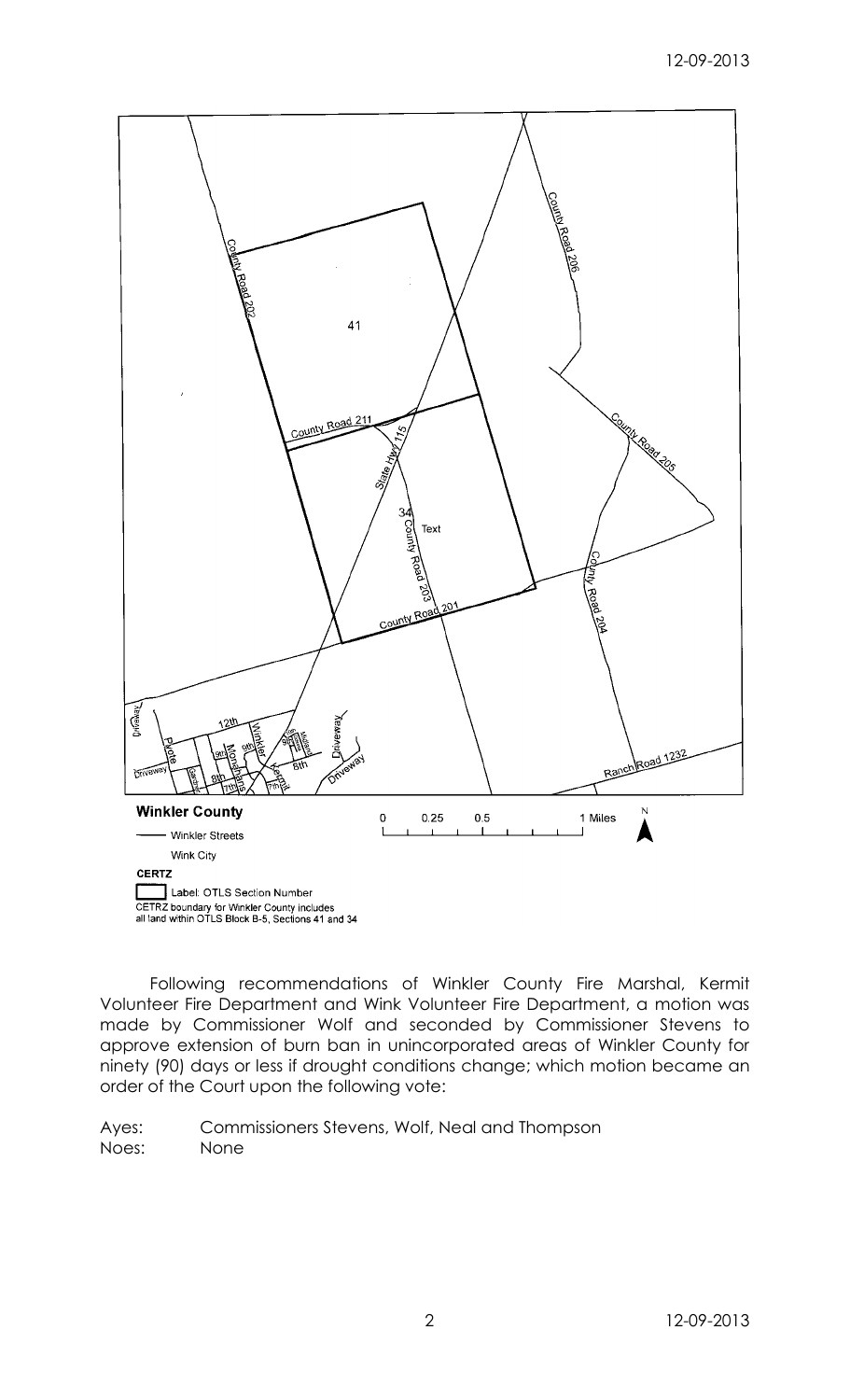Following recommendations of Winkler County Fire Marshal, Kermit Volunteer Fire Department and Wink Volunteer Fire Department, a motion was made by Commissioner Wolf and seconded by Commissioner Stevens to approve extension of burn ban in unincorporated areas of Winkler County for ninety (90) days or less if drought conditions change; which motion became an order of the Court upon the following vote:

Ayes: Commissioners Stevens, Wolf, Neal and Thompson
Noes: None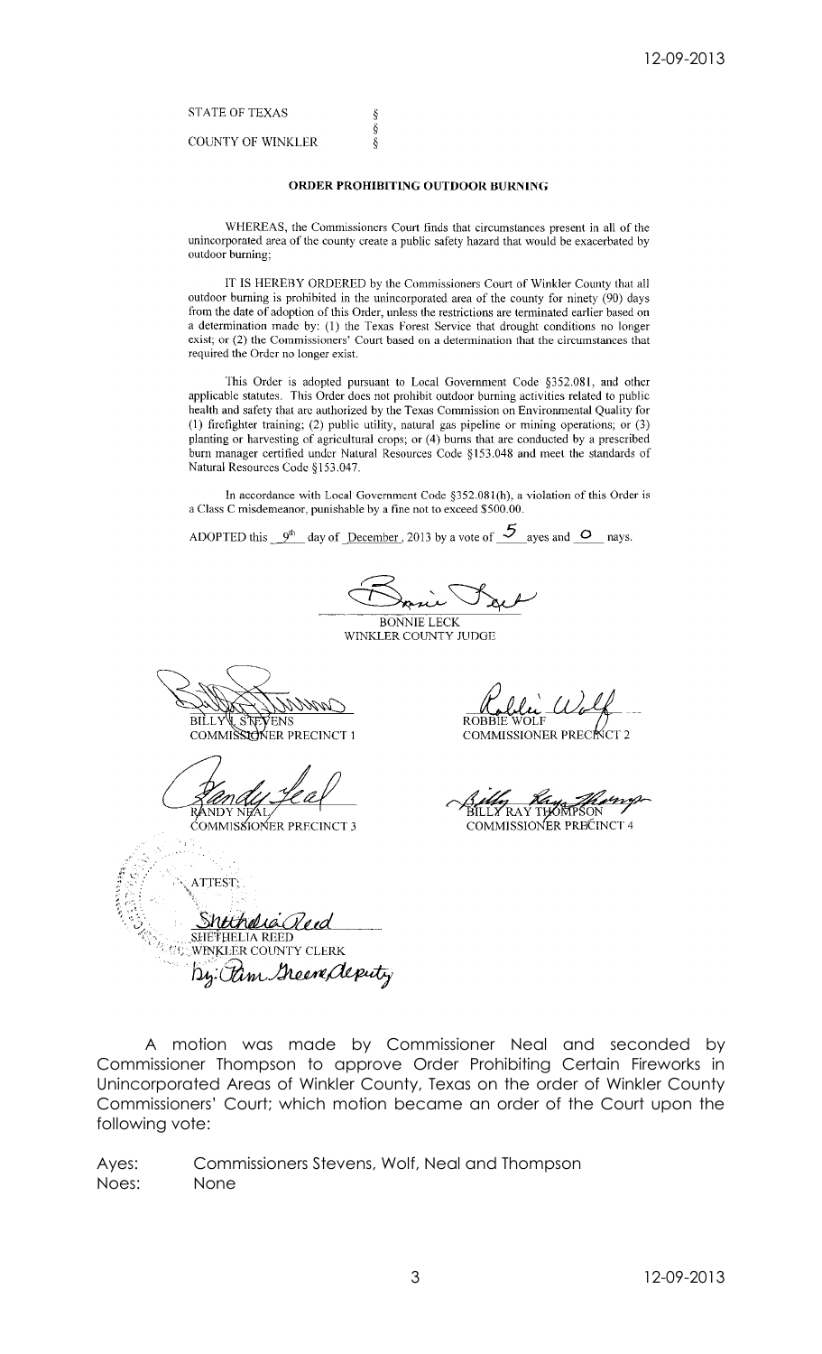STATE OF TEXAS §
§
COUNTY OF WINKLER §

### ORDER PROHIBITING OUTDOOR BURNING

WHEREAS, the Commissioners Court finds that circumstances present in all of the unincorporated area of the county create a public safety hazard that would be exacerbated by outdoor burning;

IT IS HEREBY ORDERED by the Commissioners Court of Winkler County that all outdoor burning is prohibited in the unincorporated area of the county for ninety (90) days from the date of adoption of this Order, unless the restrictions are terminated earlier based on a determination made by: (1) the Texas Forest Service that drought conditions no longer exist; or (2) the Commissioners' Court based on a determination that the circumstances that required the Order no longer exist.

This Order is adopted pursuant to Local Government Code §352.081, and other applicable statutes. This Order does not prohibit outdoor burning activities related to public health and safety that are authorized by the Texas Commission on Environmental Quality for (1) firefighter training; (2) public utility, natural gas pipeline or mining operations; or (3) planting or harvesting of agricultural crops; or (4) burns that are conducted by a prescribed burn manager certified under Natural Resources Code §153.048 and meet the standards of Natural Resources Code §153.047.

In accordance with Local Government Code §352.081(h), a violation of this Order is a Class C misdemeanor, punishable by a fine not to exceed $500.00.

ADOPTED this 9th day of December, 2013 by a vote of 5 ayes and 0 nays.

BONNIE LECK
WINKLER COUNTY JUDGE

BILLY W. STEVENS
COMMISSIONER PRECINCT 1

ROBBIE WOLF
COMMISSIONER PRECINCT 2

RANDY NEAL
COMMISSIONER PRECINCT 3

BILLY RAY THOMPSON
COMMISSIONER PRECINCT 4

ATTEST:

SHETHELIA REED
WINKLER COUNTY CLERK
By: Pam Greene, deputy

A motion was made by Commissioner Neal and seconded by Commissioner Thompson to approve Order Prohibiting Certain Fireworks in Unincorporated Areas of Winkler County, Texas on the order of Winkler County Commissioners' Court; which motion became an order of the Court upon the following vote:

Ayes: Commissioners Stevens, Wolf, Neal and Thompson
Noes: None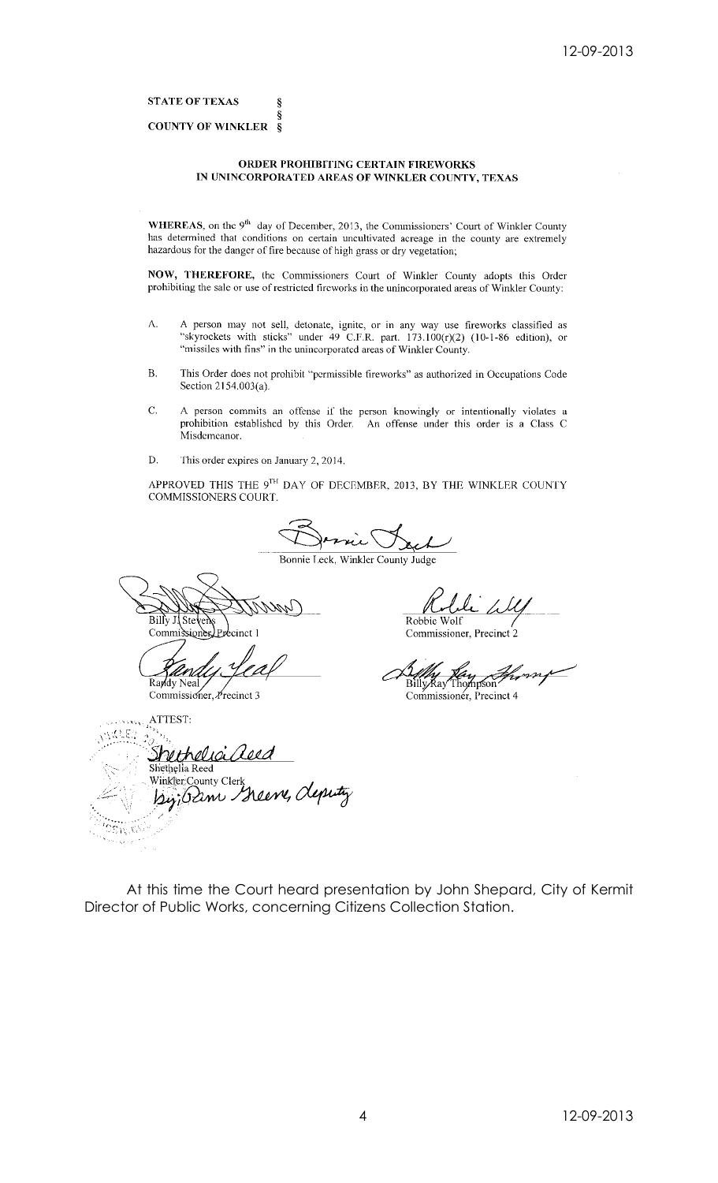STATE OF TEXAS §
§
COUNTY OF WINKLER §

**ORDER PROHIBITING CERTAIN FIREWORKS IN UNINCORPORATED AREAS OF WINKLER COUNTY, TEXAS**

**WHEREAS**, on the 9th day of December, 2013, the Commissioners' Court of Winkler County has determined that conditions on certain uncultivated acreage in the county are extremely hazardous for the danger of fire because of high grass or dry vegetation;

**NOW, THEREFORE,** the Commissioners Court of Winkler County adopts this Order prohibiting the sale or use of restricted fireworks in the unincorporated areas of Winkler County:

A. A person may not sell, detonate, ignite, or in any way use fireworks classified as "skyrockets with sticks" under 49 C.F.R. part. 173.100(r)(2) (10-1-86 edition), or "missiles with fins" in the unincorporated areas of Winkler County.

B. This Order does not prohibit "permissible fireworks" as authorized in Occupations Code Section 2154.003(a).

C. A person commits an offense if the person knowingly or intentionally violates a prohibition established by this Order. An offense under this order is a Class C Misdemeanor.

D. This order expires on January 2, 2014.

APPROVED THIS THE 9TH DAY OF DECEMBER, 2013, BY THE WINKLER COUNTY COMMISSIONERS COURT.

Bonnie Leck, Winkler County Judge

Billy J. Stevens
Commissioner, Precinct 1

Robbie Wolf
Commissioner, Precinct 2

Randy Neal
Commissioner, Precinct 3

Billy Ray Thompson
Commissioner, Precinct 4

ATTEST:

Shethelia Reed
Winkler County Clerk
By: Dawn Greene, deputy

At this time the Court heard presentation by John Shepard, City of Kermit Director of Public Works, concerning Citizens Collection Station.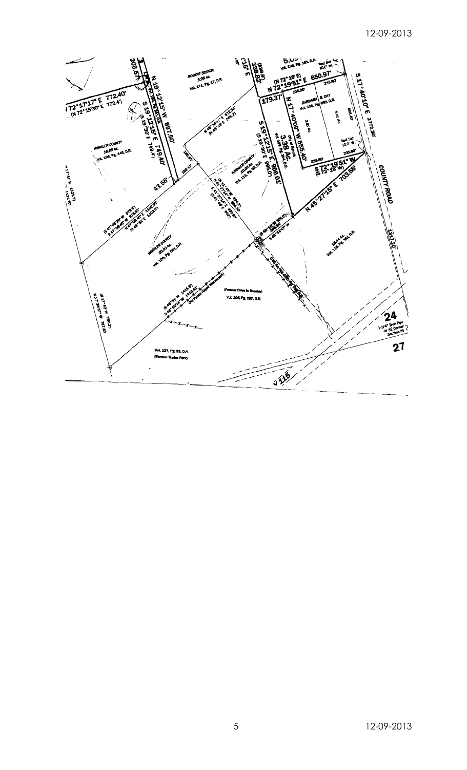ROBERT SCOGIN
9.98 Ac.
Vol. 171, Pg. 17, D.R.

WINKLER COUNTY
16.85 Ac.
Vol. 198, Pg. 448, D.R.

N 72°17'17" E 772.40'
(N 72°15'30" E 772.4')

205.57'

N 19°12'15" W 897.50'

S 19°12'15" E 749.40'
(S 19°30' E 749.4')

N 45°34'01" E 872.51'
(N 45°15' E 869.2')

168.50'

192.47

43.56'

(S 47°09'30" W 976.8')
S 47°08'46" W 976.87'

N 47°08'46" E 1102.90'
(N 45°51' E 1102.9')

WINKLER COUNTY
20.00 Ac.
Vol. 106, Pg. 592, D.R.

WINKLER COUNTY
10.08 Ac.
Vol. 111, Pg. 93, D.R.

338.82'
(338.8')

S 19°12'15" E 966.01'
(S 19°30' E 965.0')

5.05
Vol. 199, Pg. 151, D.R.

Rod Set
10.0' W.

(N 72°18' E)
N 72°19'51" E 650.97

179.37'

235.80'

City of Kermit
3.38 Ac.
Vol. 199, Pg. 264, D.R.

N 17°40'09" W 555.40'

BARBARA B. DAY
Vol. 356, Pg. 889, D.R.

3.01 Ac.

3.01 Ac.

555.40'

Rod Set
10.0' W.

235.80'

S 72°19'51" W
(S 72°18' W)

S 17°40'10" E 2772.30'

COUNTY ROAD

N 45°27'15" E 703.56'

(N 41°45' W 894.3')

(S 45°15' W 308.0')
S 45°34'01" W 308.96'

18.44 Ac.
Vol. 138, Pg. 351, D.R.

1317.20'

(S 46°51' W 1416.9')
S 46°59'24" W 1433.41'
Old Fence (Good Monument)

(Former Drive In Theater)
Vol. 106, Pg. 297, D.R.

(N 17°42' W 788.2')
N 17°38'07" W 787.83'

Vol. 137, Pg. 93, D.R.
(Former Trailer Park)

24

1-1/4" Iron Pipe
at SE Corner
Section 24

27

115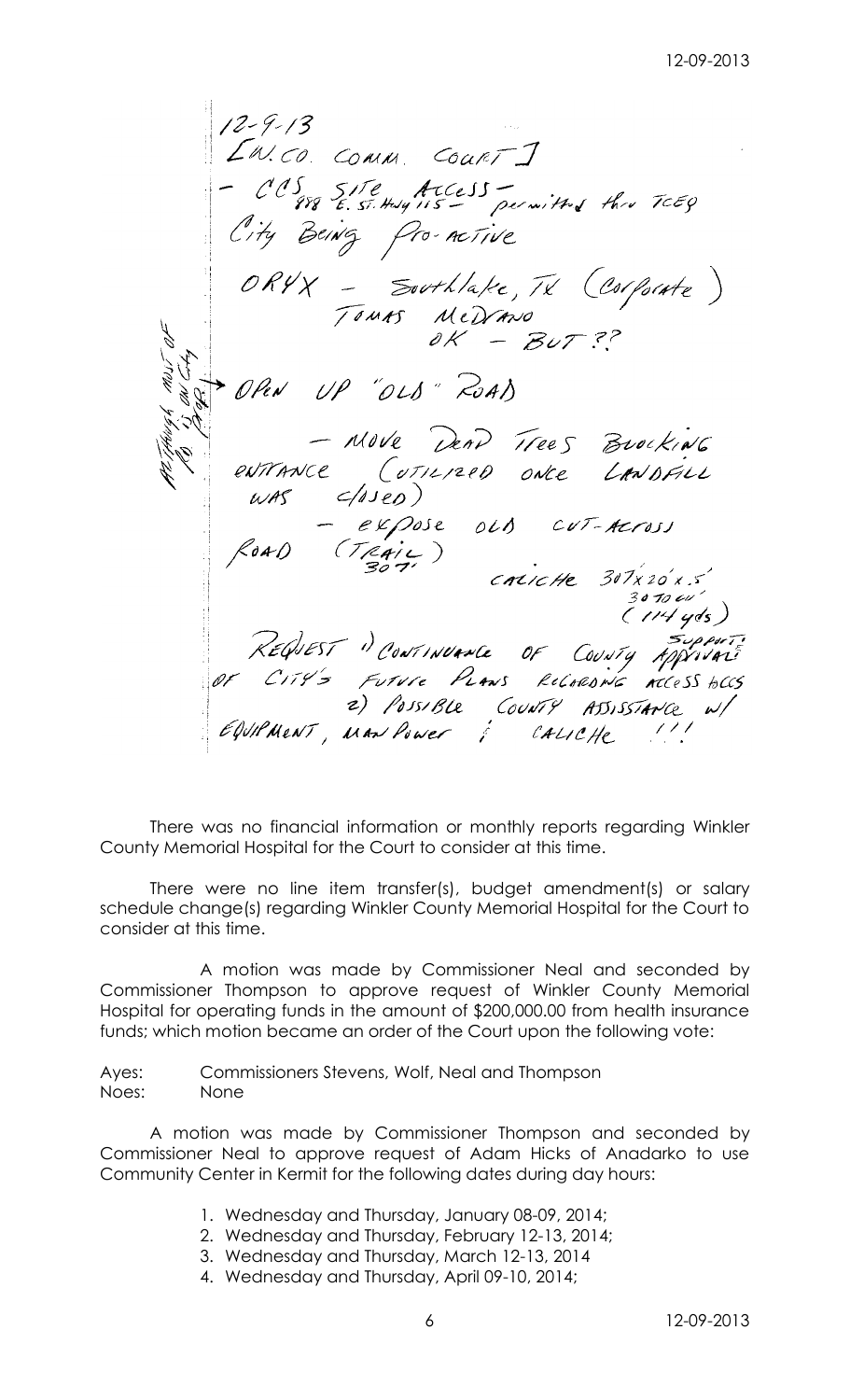12-9-13

[W. CO. COMM. COURT]

- CCS SITE ACCESS - permitted thru TCEQ
  888 E. ST. Hwy 115 -

City Being Pro-active

ORYX - Southlake, TX (Corporate)
TOMAS MEDRANO
OK - BUT ??

Although most of on City to prop. → OPEN UP "OLD" ROAD

- MOVE DEAD TREES BLOCKING ENTRANCE (UTILIZED ONCE LANDFILL WAS CLOSED)

- EXPOSE OLD CUT-ACROSS ROAD (TRAIL)
  307'
  CALICHE 307'x20'x.5'
  30 TO CU'
  (114 yds)

REQUEST 1) CONTINUANCE OF COUNTY SUPPORT / APPROVAL OF CITY'S FUTURE PLANS REGARDING ACCESS to CCS
2) POSSIBLE COUNTY ASSISTANCE w/ EQUIPMENT, MAN POWER & CALICHE !!!

There was no financial information or monthly reports regarding Winkler County Memorial Hospital for the Court to consider at this time.

There were no line item transfer(s), budget amendment(s) or salary schedule change(s) regarding Winkler County Memorial Hospital for the Court to consider at this time.

A motion was made by Commissioner Neal and seconded by Commissioner Thompson to approve request of Winkler County Memorial Hospital for operating funds in the amount of $200,000.00 from health insurance funds; which motion became an order of the Court upon the following vote:

Ayes: Commissioners Stevens, Wolf, Neal and Thompson
Noes: None

A motion was made by Commissioner Thompson and seconded by Commissioner Neal to approve request of Adam Hicks of Anadarko to use Community Center in Kermit for the following dates during day hours:

1. Wednesday and Thursday, January 08-09, 2014;
2. Wednesday and Thursday, February 12-13, 2014;
3. Wednesday and Thursday, March 12-13, 2014
4. Wednesday and Thursday, April 09-10, 2014;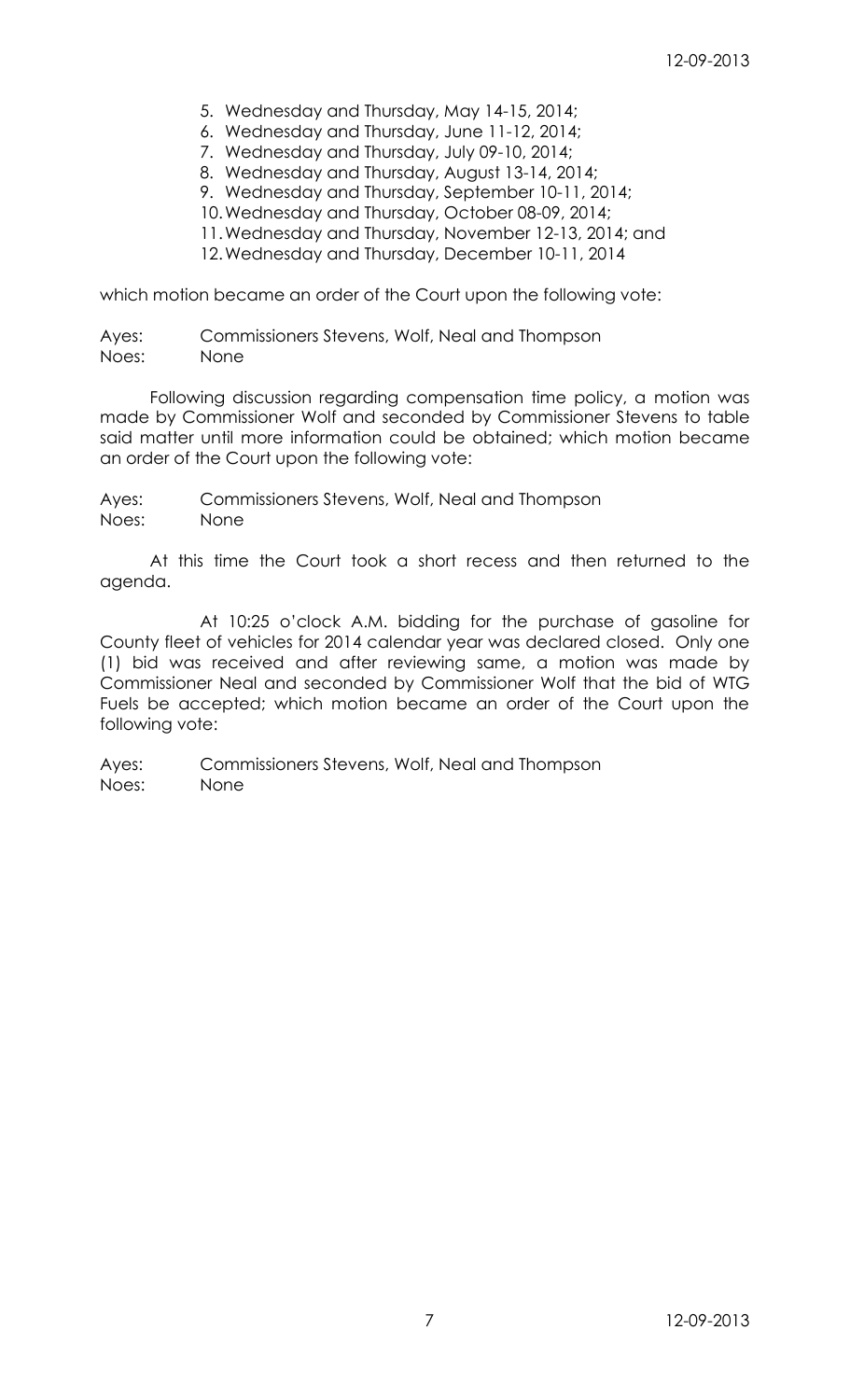5. Wednesday and Thursday, May 14-15, 2014;
6. Wednesday and Thursday, June 11-12, 2014;
7. Wednesday and Thursday, July 09-10, 2014;
8. Wednesday and Thursday, August 13-14, 2014;
9. Wednesday and Thursday, September 10-11, 2014;
10. Wednesday and Thursday, October 08-09, 2014;
11. Wednesday and Thursday, November 12-13, 2014; and
12. Wednesday and Thursday, December 10-11, 2014

which motion became an order of the Court upon the following vote:

Ayes: Commissioners Stevens, Wolf, Neal and Thompson
Noes: None

Following discussion regarding compensation time policy, a motion was made by Commissioner Wolf and seconded by Commissioner Stevens to table said matter until more information could be obtained; which motion became an order of the Court upon the following vote:

Ayes: Commissioners Stevens, Wolf, Neal and Thompson
Noes: None

At this time the Court took a short recess and then returned to the agenda.

At 10:25 o'clock A.M. bidding for the purchase of gasoline for County fleet of vehicles for 2014 calendar year was declared closed. Only one (1) bid was received and after reviewing same, a motion was made by Commissioner Neal and seconded by Commissioner Wolf that the bid of WTG Fuels be accepted; which motion became an order of the Court upon the following vote:

Ayes: Commissioners Stevens, Wolf, Neal and Thompson
Noes: None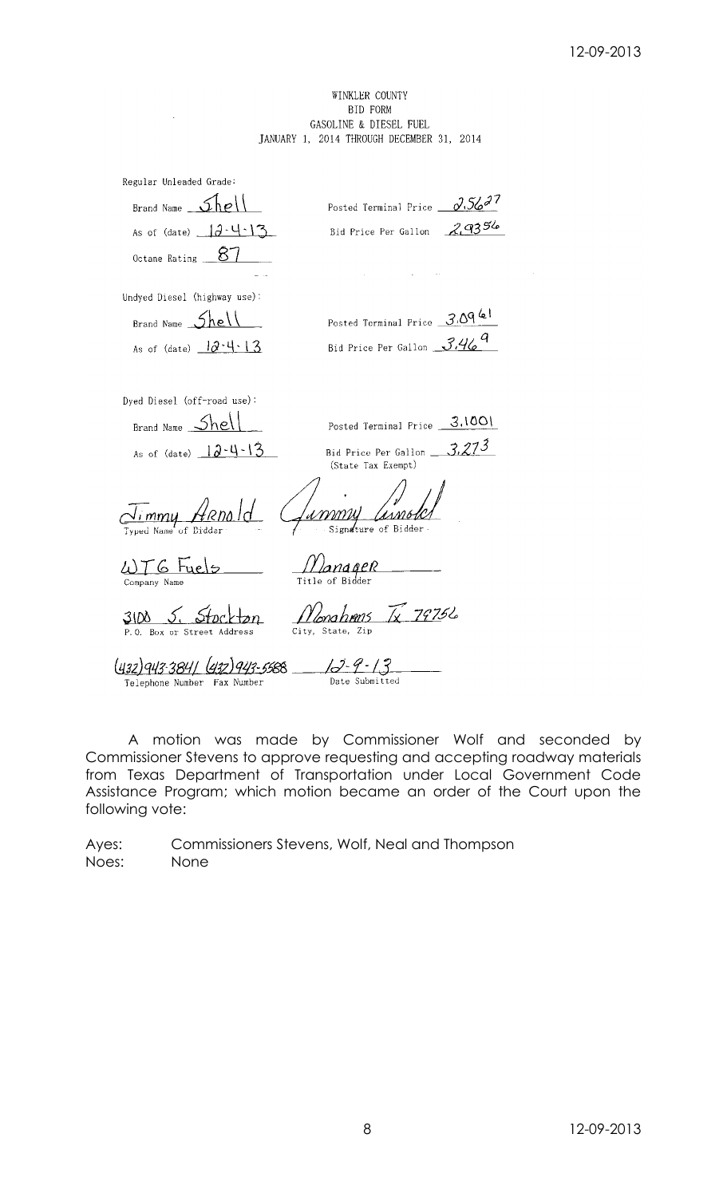WINKLER COUNTY
BID FORM
GASOLINE & DIESEL FUEL
JANUARY 1, 2014 THROUGH DECEMBER 31, 2014

Regular Unleaded Grade:

Brand Name Shell　　　　Posted Terminal Price 2.5627

As of (date) 12-4-13　　　　Bid Price Per Gallon 2.9356

Octane Rating 87

Undyed Diesel (highway use):

Brand Name Shell　　　　Posted Terminal Price 3.0961

As of (date) 12-4-13　　　　Bid Price Per Gallon 3.469

Dyed Diesel (off-road use):

Brand Name Shell　　　　Posted Terminal Price 3.1001

As of (date) 12-4-13　　　　Bid Price Per Gallon 3.273
(State Tax Exempt)

Jimmy Arnold　　　　Jimmy Arnold
Typed Name of Bidder　　　　Signature of Bidder

WTG Fuels　　　　Manager
Company Name　　　　Title of Bidder

3100 S. Stockton　　　　Monahans Tx 79756
P.O. Box or Street Address　　　　City, State, Zip

(432)943-3841 (432)943-5588　　　　12-9-13
Telephone Number Fax Number　　　　Date Submitted

A motion was made by Commissioner Wolf and seconded by Commissioner Stevens to approve requesting and accepting roadway materials from Texas Department of Transportation under Local Government Code Assistance Program; which motion became an order of the Court upon the following vote:

Ayes: Commissioners Stevens, Wolf, Neal and Thompson
Noes: None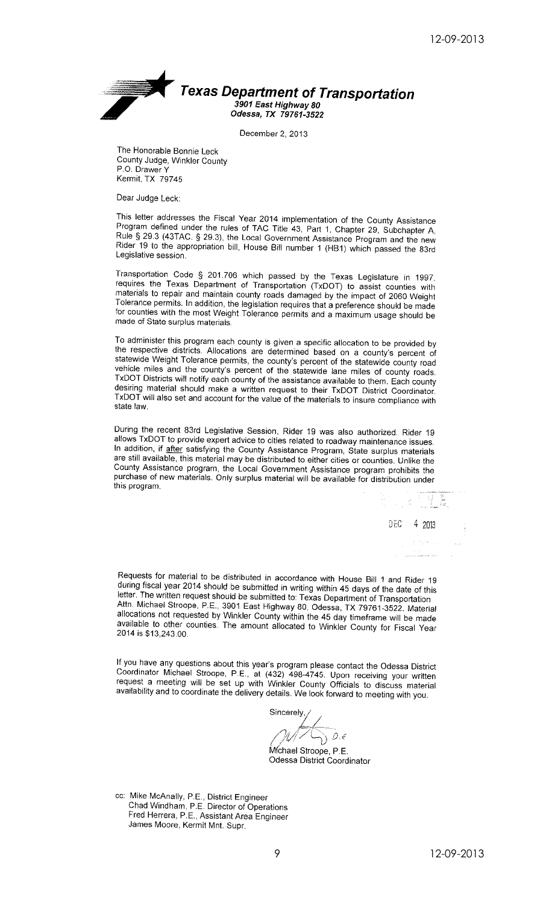**Texas Department of Transportation**
*3901 East Highway 80*
*Odessa, TX 79761-3522*

December 2, 2013

The Honorable Bonnie Leck
County Judge, Winkler County
P.O. Drawer Y
Kermit, TX 79745

Dear Judge Leck:

This letter addresses the Fiscal Year 2014 implementation of the County Assistance Program defined under the rules of TAC Title 43, Part 1, Chapter 29, Subchapter A, Rule § 29.3 (43TAC. § 29.3), the Local Government Assistance Program and the new Rider 19 to the appropriation bill, House Bill number 1 (HB1) which passed the 83rd Legislative session.

Transportation Code § 201.706 which passed by the Texas Legislature in 1997, requires the Texas Department of Transportation (TxDOT) to assist counties with materials to repair and maintain county roads damaged by the impact of 2060 Weight Tolerance permits. In addition, the legislation requires that a preference should be made for counties with the most Weight Tolerance permits and a maximum usage should be made of State surplus materials.

To administer this program each county is given a specific allocation to be provided by the respective districts. Allocations are determined based on a county's percent of statewide Weight Tolerance permits, the county's percent of the statewide county road vehicle miles and the county's percent of the statewide lane miles of county roads. TxDOT Districts will notify each county of the assistance available to them. Each county desiring material should make a written request to their TxDOT District Coordinator. TxDOT will also set and account for the value of the materials to insure compliance with state law.

During the recent 83rd Legislative Session, Rider 19 was also authorized. Rider 19 allows TxDOT to provide expert advice to cities related to roadway maintenance issues. In addition, if after satisfying the County Assistance Program, State surplus materials are still available, this material may be distributed to either cities or counties. Unlike the County Assistance program, the Local Government Assistance program prohibits the purchase of new materials. Only surplus material will be available for distribution under this program.

DEC 4 2013

Requests for material to be distributed in accordance with House Bill 1 and Rider 19 during fiscal year 2014 should be submitted in writing within 45 days of the date of this letter. The written request should be submitted to: Texas Department of Transportation Attn. Michael Stroope, P.E., 3901 East Highway 80, Odessa, TX 79761-3522. Material allocations not requested by Winkler County within the 45 day timeframe will be made available to other counties. The amount allocated to Winkler County for Fiscal Year 2014 is $13,243.00.

If you have any questions about this year's program please contact the Odessa District Coordinator Michael Stroope, P.E., at (432) 498-4745. Upon receiving your written request a meeting will be set up with Winkler County Officials to discuss material availability and to coordinate the delivery details. We look forward to meeting with you.

Sincerely,

Michael Stroope, P.E.
Odessa District Coordinator

cc: Mike McAnally, P.E., District Engineer
Chad Windham, P.E. Director of Operations
Fred Herrera, P.E., Assistant Area Engineer
James Moore, Kermit Mnt. Supr.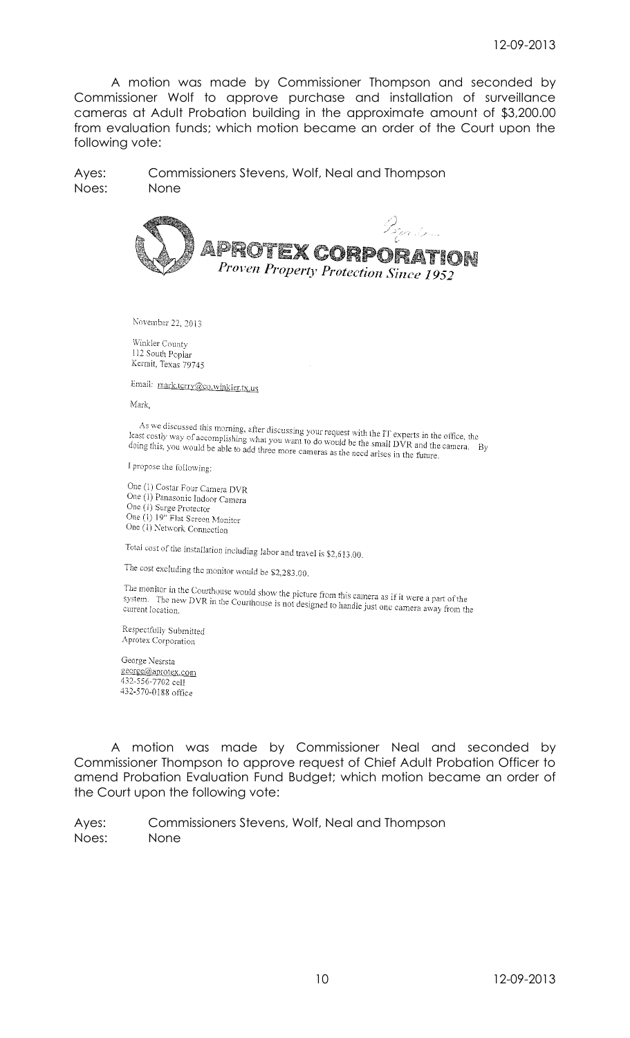A motion was made by Commissioner Thompson and seconded by Commissioner Wolf to approve purchase and installation of surveillance cameras at Adult Probation building in the approximate amount of $3,200.00 from evaluation funds; which motion became an order of the Court upon the following vote:

Ayes: Commissioners Stevens, Wolf, Neal and Thompson
Noes: None

**APROTEX CORPORATION**
*Proven Property Protection Since 1952*

November 22, 2013

Winkler County
112 South Poplar
Kermit, Texas 79745

Email: mark.terry@co.winkler.tx.us

Mark,

As we discussed this morning, after discussing your request with the IT experts in the office, the least costly way of accomplishing what you want to do would be the small DVR and the camera. By doing this, you would be able to add three more cameras as the need arises in the future.

I propose the following:

One (1) Costar Four Camera DVR
One (1) Panasonic Indoor Camera
One (1) Surge Protector
One (1) 19" Flat Screen Monitor
One (1) Network Connection

Total cost of the installation including labor and travel is $2,613.00.

The cost excluding the monitor would be $2,283.00.

The monitor in the Courthouse would show the picture from this camera as if it were a part of the system. The new DVR in the Courthouse is not designed to handle just one camera away from the current location.

Respectfully Submitted
Aprotex Corporation

George Nesrsta
george@aprotex.com
432-556-7702 cell
432-570-0188 office

A motion was made by Commissioner Neal and seconded by Commissioner Thompson to approve request of Chief Adult Probation Officer to amend Probation Evaluation Fund Budget; which motion became an order of the Court upon the following vote:

Ayes: Commissioners Stevens, Wolf, Neal and Thompson
Noes: None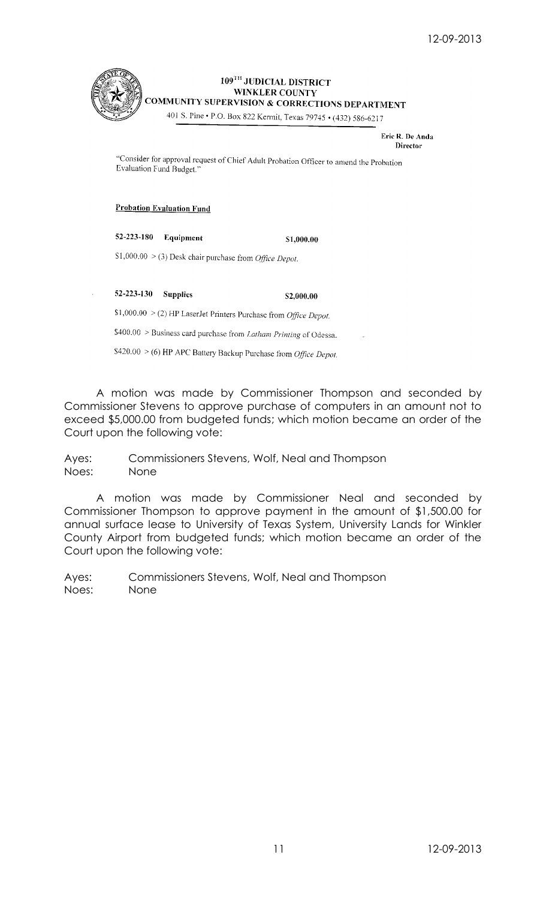**109[TH] JUDICIAL DISTRICT**
**WINKLER COUNTY**
**COMMUNITY SUPERVISION & CORRECTIONS DEPARTMENT**
401 S. Pine • P.O. Box 822 Kermit, Texas 79745 • (432) 586-6217

**Eric R. De Anda**
**Director**

"Consider for approval request of Chief Adult Probation Officer to amend the Probation Evaluation Fund Budget."

**Probation Evaluation Fund**

**52-223-180 Equipment** **$1,000.00**

$1,000.00 > (3) Desk chair purchase from *Office Depot.*

**52-223-130 Supplies** **$2,000.00**

$1,000.00 > (2) HP LaserJet Printers Purchase from *Office Depot.*

$400.00 > Business card purchase from *Latham Printing* of Odessa.

$420.00 > (6) HP APC Battery Backup Purchase from *Office Depot.*

A motion was made by Commissioner Thompson and seconded by Commissioner Stevens to approve purchase of computers in an amount not to exceed $5,000.00 from budgeted funds; which motion became an order of the Court upon the following vote:

Ayes: Commissioners Stevens, Wolf, Neal and Thompson
Noes: None

A motion was made by Commissioner Neal and seconded by Commissioner Thompson to approve payment in the amount of $1,500.00 for annual surface lease to University of Texas System, University Lands for Winkler County Airport from budgeted funds; which motion became an order of the Court upon the following vote:

Ayes: Commissioners Stevens, Wolf, Neal and Thompson
Noes: None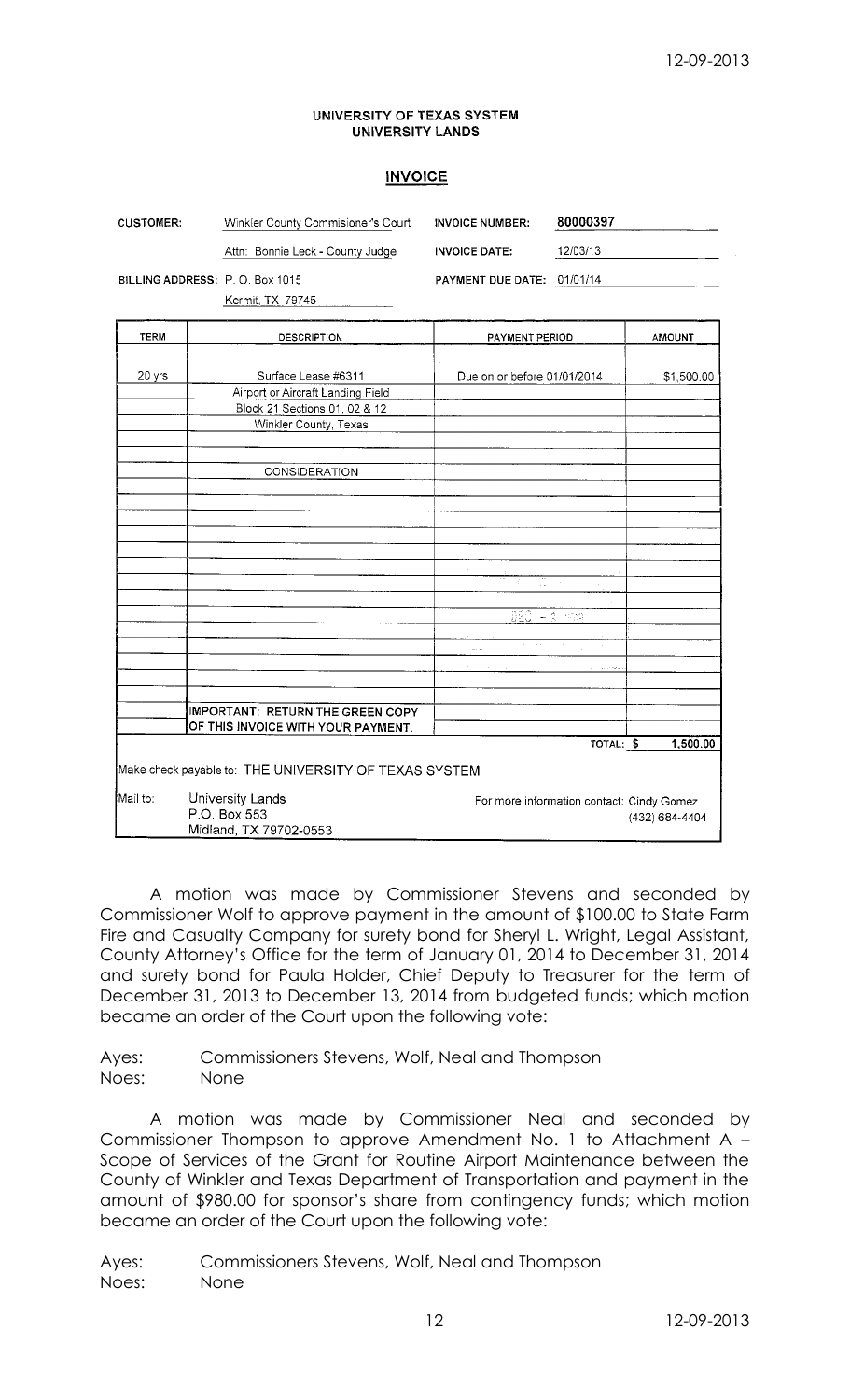UNIVERSITY OF TEXAS SYSTEM
UNIVERSITY LANDS

## INVOICE

| | | | |
|---|---|---|---|
| CUSTOMER: | Winkler County Commisioner's Court | INVOICE NUMBER: | 80000397 |
| | Attn: Bonnie Leck - County Judge | INVOICE DATE: | 12/03/13 |
| BILLING ADDRESS: | P. O. Box 1015 | PAYMENT DUE DATE: | 01/01/14 |
| | Kermit, TX 79745 | | |

| TERM | DESCRIPTION | PAYMENT PERIOD | AMOUNT |
|---|---|---|---|
| 20 yrs | Surface Lease #6311 | Due on or before 01/01/2014 | $1,500.00 |
| | Airport or Aircraft Landing Field | | |
| | Block 21 Sections 01, 02 & 12 | | |
| | Winkler County, Texas | | |
| | CONSIDERATION | | |
| | IMPORTANT: RETURN THE GREEN COPY OF THIS INVOICE WITH YOUR PAYMENT. | | |
| | | TOTAL: | $ 1,500.00 |

Make check payable to: THE UNIVERSITY OF TEXAS SYSTEM

Mail to: University Lands
P.O. Box 553
Midland, TX 79702-0553

For more information contact: Cindy Gomez (432) 684-4404

A motion was made by Commissioner Stevens and seconded by Commissioner Wolf to approve payment in the amount of $100.00 to State Farm Fire and Casualty Company for surety bond for Sheryl L. Wright, Legal Assistant, County Attorney's Office for the term of January 01, 2014 to December 31, 2014 and surety bond for Paula Holder, Chief Deputy to Treasurer for the term of December 31, 2013 to December 13, 2014 from budgeted funds; which motion became an order of the Court upon the following vote:

Ayes: Commissioners Stevens, Wolf, Neal and Thompson
Noes: None

A motion was made by Commissioner Neal and seconded by Commissioner Thompson to approve Amendment No. 1 to Attachment A – Scope of Services of the Grant for Routine Airport Maintenance between the County of Winkler and Texas Department of Transportation and payment in the amount of $980.00 for sponsor's share from contingency funds; which motion became an order of the Court upon the following vote:

Ayes: Commissioners Stevens, Wolf, Neal and Thompson
Noes: None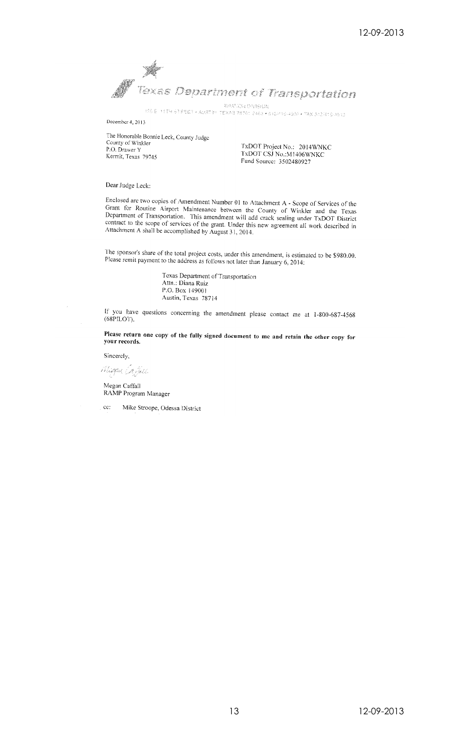# Texas Department of Transportation

AVIATION DIVISION
150 E. 11TH STREET • AUSTIN, TEXAS 78701-2483 • 512/416-4500 • FAX 512/416-4510

December 4, 2013

The Honorable Bonnie Leck, County Judge
County of Winkler
P.O. Drawer Y
Kermit, Texas 79745

TxDOT Project No.: 2014WNKC
TxDOT CSJ No.:M1406WNKC
Fund Source: 3502480927

Dear Judge Leck:

Enclosed are two copies of Amendment Number 01 to Attachment A - Scope of Services of the Grant for Routine Airport Maintenance between the County of Winkler and the Texas Department of Transportation. This amendment will add crack sealing under TxDOT District contract to the scope of services of the grant. Under this new agreement all work described in Attachment A shall be accomplished by August 31, 2014.

The sponsor's share of the total project costs, under this amendment, is estimated to be $980.00. Please remit payment to the address as follows not later than January 6, 2014:

Texas Department of Transportation
Attn.: Diana Ruiz
P.O. Box 149001
Austin, Texas 78714

If you have questions concerning the amendment please contact me at 1-800-687-4568 (68PILOT).

**Please return one copy of the fully signed document to me and retain the other copy for your records.**

Sincerely,

Megan Caffall

Megan Caffall
RAMP Program Manager

cc: Mike Stroope, Odessa District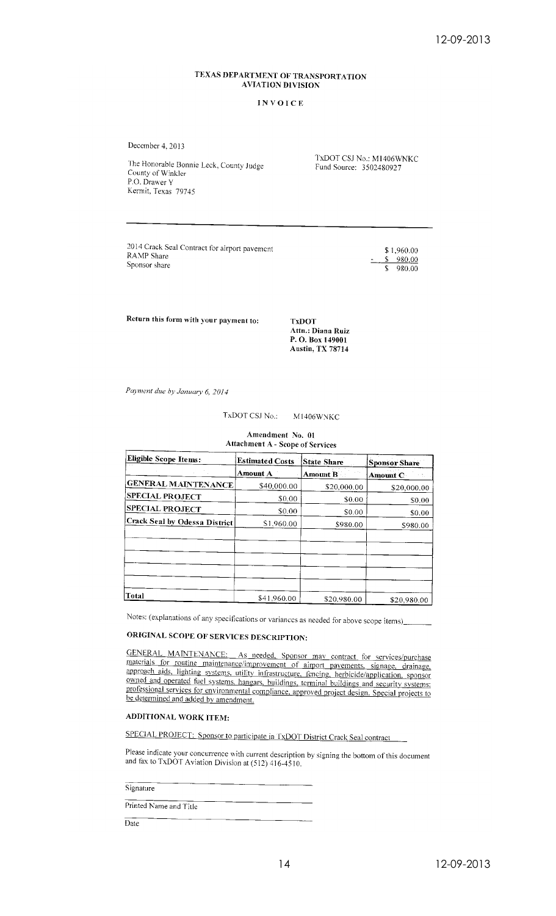# TEXAS DEPARTMENT OF TRANSPORTATION
## AVIATION DIVISION

### INVOICE

December 4, 2013

The Honorable Bonnie Leck, County Judge
County of Winkler
P.O. Drawer Y
Kermit, Texas 79745

TxDOT CSJ No.: M1406WNKC
Fund Source: 3502480927

---

| | |
|---|---|
| 2014 Crack Seal Contract for airport pavement | $ 1,960.00 |
| RAMP Share | - $ 980.00 |
| Sponsor share | $ 980.00 |

**Return this form with your payment to:**

**TxDOT**
**Attn.: Diana Ruiz**
**P. O. Box 149001**
**Austin, TX 78714**

*Payment due by January 6, 2014*

TxDOT CSJ No.: M1406WNKC

**Amendment No. 01**
**Attachment A - Scope of Services**

| Eligible Scope Items: | Estimated Costs | State Share | Sponsor Share |
|---|---|---|---|
| | Amount A | Amount B | Amount C |
| GENERAL MAINTENANCE | $40,000.00 | $20,000.00 | $20,000.00 |
| SPECIAL PROJECT | $0.00 | $0.00 | $0.00 |
| SPECIAL PROJECT | $0.00 | $0.00 | $0.00 |
| Crack Seal by Odessa District | $1,960.00 | $980.00 | $980.00 |
| | | | |
| | | | |
| | | | |
| | | | |
| Total | $41,960.00 | $20,980.00 | $20,980.00 |

Notes: (explanations of any specifications or variances as needed for above scope items)_______

**ORIGINAL SCOPE OF SERVICES DESCRIPTION:**

GENERAL MAINTENANCE: As needed, Sponsor may contract for services/purchase materials for routine maintenance/improvement of airport pavements, signage, drainage, approach aids, lighting systems, utility infrastructure, fencing, herbicide/application, sponsor owned and operated fuel systems, hangars, buildings, terminal buildings and security systems; professional services for environmental compliance, approved project design. Special projects to be determined and added by amendment.

**ADDITIONAL WORK ITEM:**

SPECIAL PROJECT: Sponsor to participate in TxDOT District Crack Seal contract

Please indicate your concurrence with current description by signing the bottom of this document and fax to TxDOT Aviation Division at (512) 416-4510.

Signature

Printed Name and Title

Date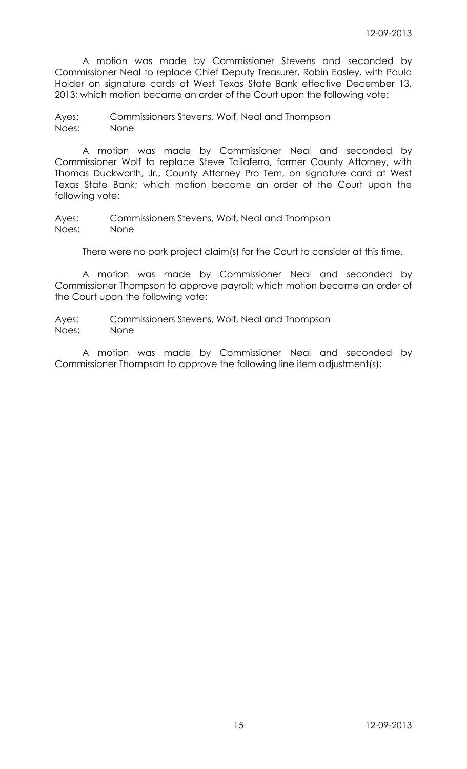A motion was made by Commissioner Stevens and seconded by Commissioner Neal to replace Chief Deputy Treasurer, Robin Easley, with Paula Holder on signature cards at West Texas State Bank effective December 13, 2013; which motion became an order of the Court upon the following vote:

Ayes: Commissioners Stevens, Wolf, Neal and Thompson
Noes: None

A motion was made by Commissioner Neal and seconded by Commissioner Wolf to replace Steve Taliaferro, former County Attorney, with Thomas Duckworth, Jr., County Attorney Pro Tem, on signature card at West Texas State Bank; which motion became an order of the Court upon the following vote:

Ayes: Commissioners Stevens, Wolf, Neal and Thompson
Noes: None

There were no park project claim(s) for the Court to consider at this time.

A motion was made by Commissioner Neal and seconded by Commissioner Thompson to approve payroll; which motion became an order of the Court upon the following vote:

Ayes: Commissioners Stevens, Wolf, Neal and Thompson
Noes: None

A motion was made by Commissioner Neal and seconded by Commissioner Thompson to approve the following line item adjustment(s):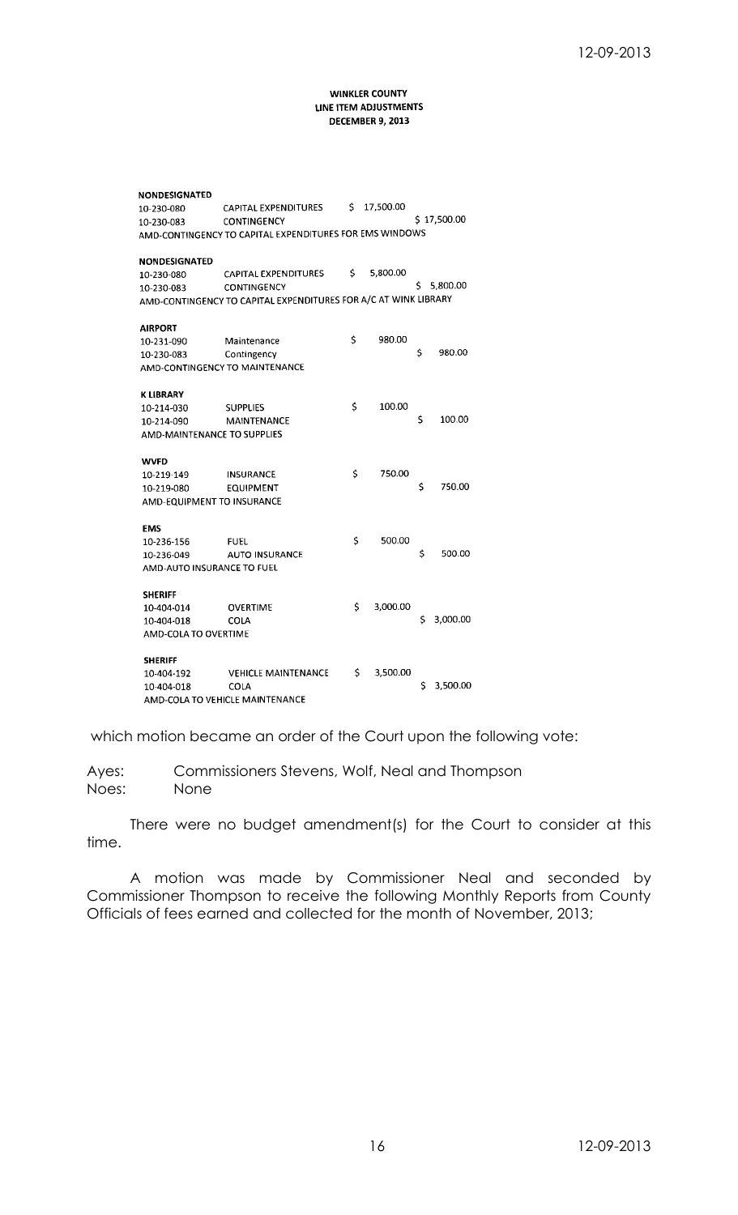**WINKLER COUNTY**
**LINE ITEM ADJUSTMENTS**
**DECEMBER 9, 2013**

**NONDESIGNATED**

| | | | |
|---|---|---|---|
| 10-230-080 | CAPITAL EXPENDITURES | $ 17,500.00 | |
| 10-230-083 | CONTINGENCY | | $ 17,500.00 |

AMD-CONTINGENCY TO CAPITAL EXPENDITURES FOR EMS WINDOWS

**NONDESIGNATED**

| | | | |
|---|---|---|---|
| 10-230-080 | CAPITAL EXPENDITURES | $ 5,800.00 | |
| 10-230-083 | CONTINGENCY | | $ 5,800.00 |

AMD-CONTINGENCY TO CAPITAL EXPENDITURES FOR A/C AT WINK LIBRARY

**AIRPORT**

| | | | |
|---|---|---|---|
| 10-231-090 | Maintenance | $ 980.00 | |
| 10-230-083 | Contingency | | $ 980.00 |

AMD-CONTINGENCY TO MAINTENANCE

**K LIBRARY**

| | | | |
|---|---|---|---|
| 10-214-030 | SUPPLIES | $ 100.00 | |
| 10-214-090 | MAINTENANCE | | $ 100.00 |

AMD-MAINTENANCE TO SUPPLIES

**WVFD**

| | | | |
|---|---|---|---|
| 10-219-149 | INSURANCE | $ 750.00 | |
| 10-219-080 | EQUIPMENT | | $ 750.00 |

AMD-EQUIPMENT TO INSURANCE

**EMS**

| | | | |
|---|---|---|---|
| 10-236-156 | FUEL | $ 500.00 | |
| 10-236-049 | AUTO INSURANCE | | $ 500.00 |

AMD-AUTO INSURANCE TO FUEL

**SHERIFF**

| | | | |
|---|---|---|---|
| 10-404-014 | OVERTIME | $ 3,000.00 | |
| 10-404-018 | COLA | | $ 3,000.00 |

AMD-COLA TO OVERTIME

**SHERIFF**

| | | | |
|---|---|---|---|
| 10-404-192 | VEHICLE MAINTENANCE | $ 3,500.00 | |
| 10-404-018 | COLA | | $ 3,500.00 |

AMD-COLA TO VEHICLE MAINTENANCE

which motion became an order of the Court upon the following vote:

Ayes: Commissioners Stevens, Wolf, Neal and Thompson
Noes: None

There were no budget amendment(s) for the Court to consider at this time.

A motion was made by Commissioner Neal and seconded by Commissioner Thompson to receive the following Monthly Reports from County Officials of fees earned and collected for the month of November, 2013;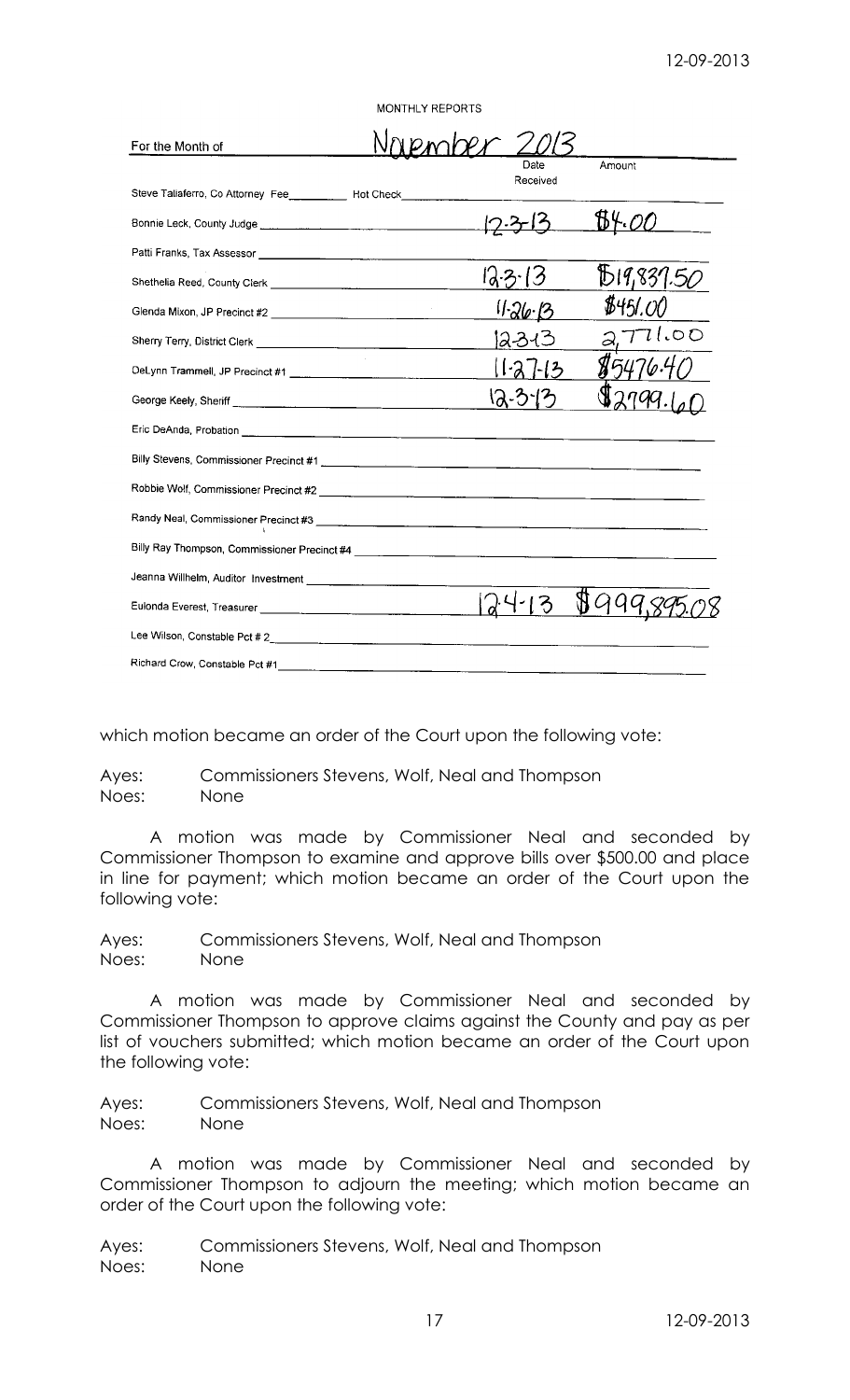MONTHLY REPORTS

For the Month of *November 2013*

| | Date Received | Amount |
|---|---|---|
| Steve Taliaferro, Co Attorney Fee ______ Hot Check ______ | | |
| Bonnie Leck, County Judge | 12-3-13 | $84.00 |
| Patti Franks, Tax Assessor | | |
| Shethelia Reed, County Clerk | 12-3-13 | $19,837.50 |
| Glenda Mixon, JP Precinct #2 | 11-26-13 | $451.00 |
| Sherry Terry, District Clerk | 12-3-13 | 2,771.00 |
| DeLynn Trammell, JP Precinct #1 | 11-27-13 | $5476.40 |
| George Keely, Sheriff | 12-3-13 | $2799.60 |
| Eric DeAnda, Probation | | |
| Billy Stevens, Commissioner Precinct #1 | | |
| Robbie Wolf, Commissioner Precinct #2 | | |
| Randy Neal, Commissioner Precinct #3 | | |
| Billy Ray Thompson, Commissioner Precinct #4 | | |
| Jeanna Willhelm, Auditor Investment | | |
| Eulonda Everest, Treasurer | 12-4-13 | $999,895.08 |
| Lee Wilson, Constable Pct # 2 | | |
| Richard Crow, Constable Pct #1 | | |

which motion became an order of the Court upon the following vote:

Ayes: Commissioners Stevens, Wolf, Neal and Thompson
Noes: None

A motion was made by Commissioner Neal and seconded by Commissioner Thompson to examine and approve bills over $500.00 and place in line for payment; which motion became an order of the Court upon the following vote:

Ayes: Commissioners Stevens, Wolf, Neal and Thompson
Noes: None

A motion was made by Commissioner Neal and seconded by Commissioner Thompson to approve claims against the County and pay as per list of vouchers submitted; which motion became an order of the Court upon the following vote:

Ayes: Commissioners Stevens, Wolf, Neal and Thompson
Noes: None

A motion was made by Commissioner Neal and seconded by Commissioner Thompson to adjourn the meeting; which motion became an order of the Court upon the following vote:

Ayes: Commissioners Stevens, Wolf, Neal and Thompson
Noes: None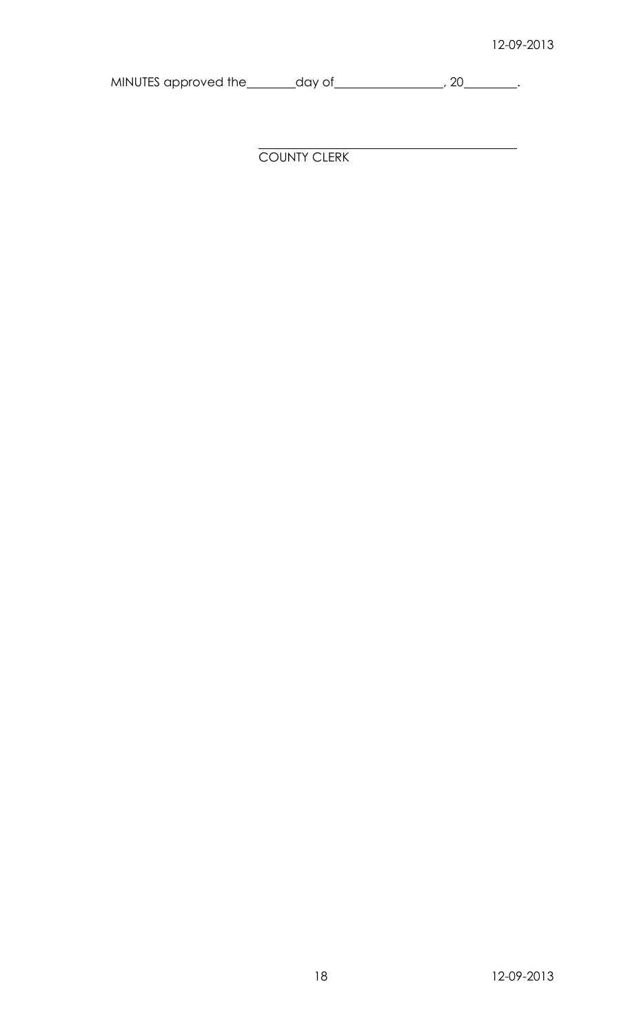MINUTES approved the_______day of________________, 20________.

_______________________________________

COUNTY CLERK